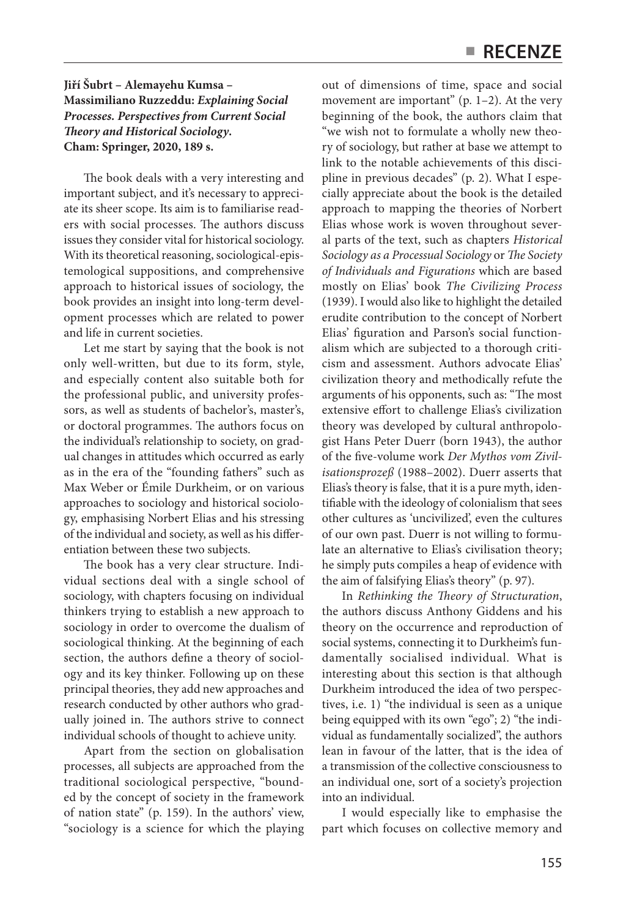**Jiří Šubrt – Alemayehu Kumsa – Massimiliano Ruzzeddu: *Explaining Social Processes. Perspectives from Current Social Theory and Historical Sociology*. Cham: Springer, 2020, 189 s.**

The book deals with a very interesting and important subject, and it's necessary to appreciate its sheer scope. Its aim is to familiarise readers with social processes. The authors discuss issues they consider vital for historical sociology. With its theoretical reasoning, sociological-epistemological suppositions, and comprehensive approach to historical issues of sociology, the book provides an insight into long-term development processes which are related to power and life in current societies.

Let me start by saying that the book is not only well-written, but due to its form, style, and especially content also suitable both for the professional public, and university professors, as well as students of bachelor's, master's, or doctoral programmes. The authors focus on the individual's relationship to society, on gradual changes in attitudes which occurred as early as in the era of the "founding fathers" such as Max Weber or Émile Durkheim, or on various approaches to sociology and historical sociology, emphasising Norbert Elias and his stressing of the individual and society, as well as his differentiation between these two subjects.

The book has a very clear structure. Individual sections deal with a single school of sociology, with chapters focusing on individual thinkers trying to establish a new approach to sociology in order to overcome the dualism of sociological thinking. At the beginning of each section, the authors define a theory of sociology and its key thinker. Following up on these principal theories, they add new approaches and research conducted by other authors who gradually joined in. The authors strive to connect individual schools of thought to achieve unity.

Apart from the section on globalisation processes, all subjects are approached from the traditional sociological perspective, "bounded by the concept of society in the framework of nation state" (p. 159). In the authors' view, "sociology is a science for which the playing out of dimensions of time, space and social movement are important" (p. 1–2). At the very beginning of the book, the authors claim that "we wish not to formulate a wholly new theory of sociology, but rather at base we attempt to link to the notable achievements of this discipline in previous decades" (p. 2). What I especially appreciate about the book is the detailed approach to mapping the theories of Norbert Elias whose work is woven throughout several parts of the text, such as chapters *Historical Sociology as a Processual Sociology* or *The Society of Individuals and Figurations* which are based mostly on Elias' book *The Civilizing Process* (1939). I would also like to highlight the detailed erudite contribution to the concept of Norbert Elias' figuration and Parson's social functionalism which are subjected to a thorough criticism and assessment. Authors advocate Elias' civilization theory and methodically refute the arguments of his opponents, such as: "The most extensive effort to challenge Elias's civilization theory was developed by cultural anthropologist Hans Peter Duerr (born 1943), the author of the five-volume work *Der Mythos vom Zivilisationsprozeß* (1988–2002). Duerr asserts that Elias's theory is false, that it is a pure myth, identifiable with the ideology of colonialism that sees other cultures as 'uncivilized', even the cultures of our own past. Duerr is not willing to formulate an alternative to Elias's civilisation theory; he simply puts compiles a heap of evidence with the aim of falsifying Elias's theory" (p. 97).

In *Rethinking the Theory of Structuration*, the authors discuss Anthony Giddens and his theory on the occurrence and reproduction of social systems, connecting it to Durkheim's fundamentally socialised individual. What is interesting about this section is that although Durkheim introduced the idea of two perspectives, i.e. 1) "the individual is seen as a unique being equipped with its own "ego"; 2) "the individual as fundamentally socialized", the authors lean in favour of the latter, that is the idea of a transmission of the collective consciousness to an individual one, sort of a society's projection into an individual.

I would especially like to emphasise the part which focuses on collective memory and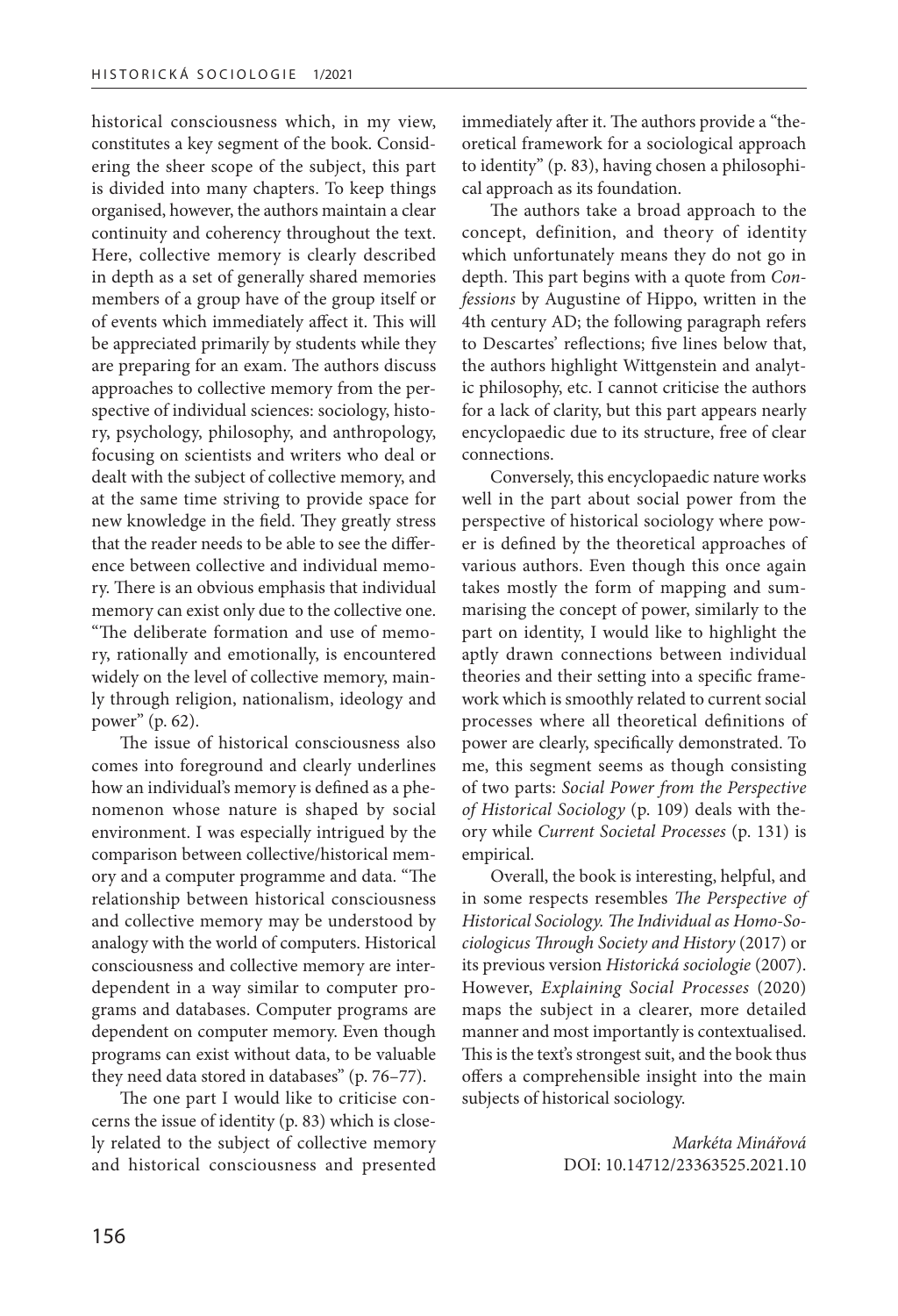historical consciousness which, in my view, constitutes a key segment of the book. Considering the sheer scope of the subject, this part is divided into many chapters. To keep things organised, however, the authors maintain a clear continuity and coherency throughout the text. Here, collective memory is clearly described in depth as a set of generally shared memories members of a group have of the group itself or of events which immediately affect it. This will be appreciated primarily by students while they are preparing for an exam. The authors discuss approaches to collective memory from the perspective of individual sciences: sociology, history, psychology, philosophy, and anthropology, focusing on scientists and writers who deal or dealt with the subject of collective memory, and at the same time striving to provide space for new knowledge in the field. They greatly stress that the reader needs to be able to see the difference between collective and individual memory. There is an obvious emphasis that individual memory can exist only due to the collective one. "The deliberate formation and use of memory, rationally and emotionally, is encountered widely on the level of collective memory, mainly through religion, nationalism, ideology and power" (p. 62).

The issue of historical consciousness also comes into foreground and clearly underlines how an individual's memory is defined as a phenomenon whose nature is shaped by social environment. I was especially intrigued by the comparison between collective/historical memory and a computer programme and data. "The relationship between historical consciousness and collective memory may be understood by analogy with the world of computers. Historical consciousness and collective memory are interdependent in a way similar to computer programs and databases. Computer programs are dependent on computer memory. Even though programs can exist without data, to be valuable they need data stored in databases" (p. 76–77).

The one part I would like to criticise concerns the issue of identity (p. 83) which is closely related to the subject of collective memory and historical consciousness and presented immediately after it. The authors provide a "theoretical framework for a sociological approach to identity" (p. 83), having chosen a philosophical approach as its foundation.

The authors take a broad approach to the concept, definition, and theory of identity which unfortunately means they do not go in depth. This part begins with a quote from *Confessions* by Augustine of Hippo, written in the 4th century AD; the following paragraph refers to Descartes' reflections; five lines below that, the authors highlight Wittgenstein and analytic philosophy, etc. I cannot criticise the authors for a lack of clarity, but this part appears nearly encyclopaedic due to its structure, free of clear connections.

Conversely, this encyclopaedic nature works well in the part about social power from the perspective of historical sociology where power is defined by the theoretical approaches of various authors. Even though this once again takes mostly the form of mapping and summarising the concept of power, similarly to the part on identity, I would like to highlight the aptly drawn connections between individual theories and their setting into a specific framework which is smoothly related to current social processes where all theoretical definitions of power are clearly, specifically demonstrated. To me, this segment seems as though consisting of two parts: *Social Power from the Perspective of Historical Sociology* (p. 109) deals with theory while *Current Societal Processes* (p. 131) is empirical.

Overall, the book is interesting, helpful, and in some respects resembles *The Perspective of Historical Sociology. The Individual as Homo-Sociologicus Through Society and History* (2017) or its previous version *Historická sociologie* (2007). However, *Explaining Social Processes* (2020) maps the subject in a clearer, more detailed manner and most importantly is contextualised. This is the text's strongest suit, and the book thus offers a comprehensible insight into the main subjects of historical sociology.

*Markéta Minářová*
DOI: 10.14712/23363525.2021.10